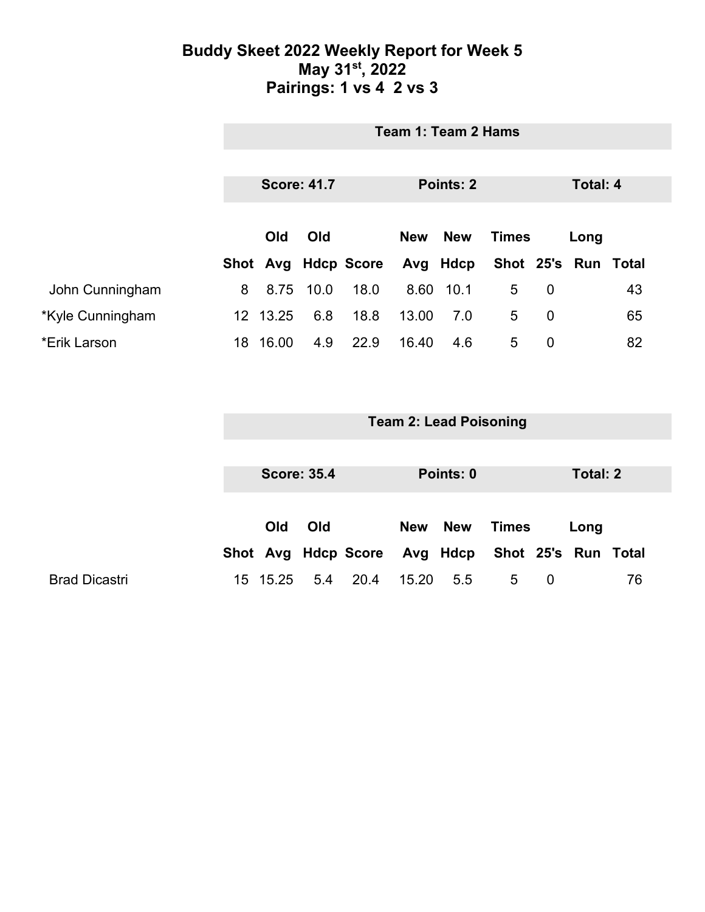# Buddy Skeet 2022 Weekly Report for Week 5
## May 31st, 2022
## Pairings: 1 vs 4  2 vs 3

### Team 1: Team 2 Hams

**Score: 41.7** | **Points: 2** | **Total: 4**

| | Shot | Old Avg | Old Hdcp | Score | New Avg | New Hdcp | Times Shot | 25's | Long Run | Total |
|---|---|---|---|---|---|---|---|---|---|---|
| John Cunningham | 8 | 8.75 | 10.0 | 18.0 | 8.60 | 10.1 | 5 | 0 | | 43 |
| *Kyle Cunningham | 12 | 13.25 | 6.8 | 18.8 | 13.00 | 7.0 | 5 | 0 | | 65 |
| *Erik Larson | 18 | 16.00 | 4.9 | 22.9 | 16.40 | 4.6 | 5 | 0 | | 82 |

### Team 2: Lead Poisoning

**Score: 35.4** | **Points: 0** | **Total: 2**

| | Shot | Old Avg | Old Hdcp | Score | New Avg | New Hdcp | Times Shot | 25's | Long Run | Total |
|---|---|---|---|---|---|---|---|---|---|---|
| Brad Dicastri | 15 | 15.25 | 5.4 | 20.4 | 15.20 | 5.5 | 5 | 0 | | 76 |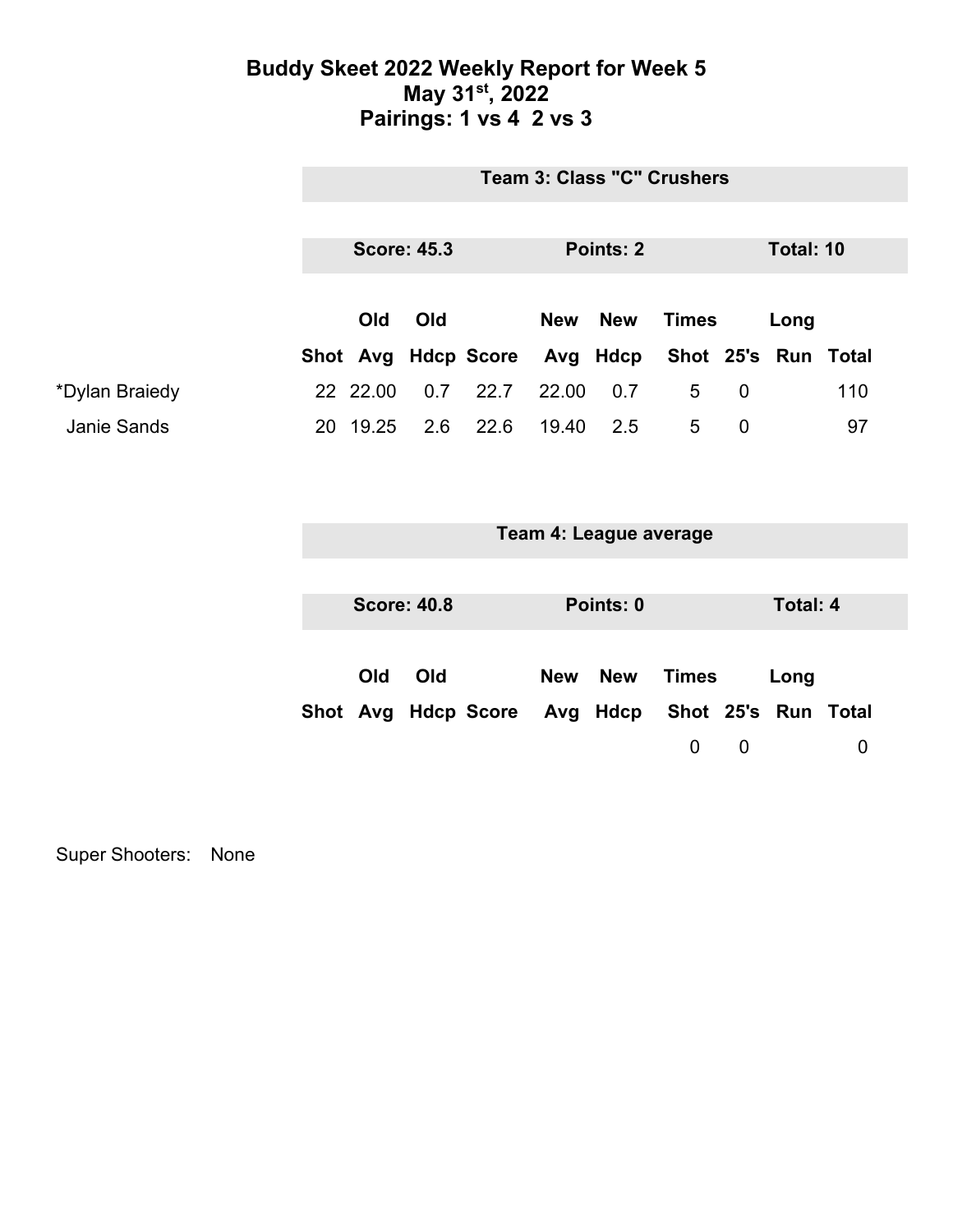# Buddy Skeet 2022 Weekly Report for Week 5
## May 31st, 2022
## Pairings: 1 vs 4 2 vs 3

### Team 3: Class "C" Crushers

**Score: 45.3** **Points: 2** **Total: 10**

| | Shot | Old Avg | Old Hdcp | Score | New Avg | New Hdcp | Times Shot | 25's | Long Run | Total |
|---|---|---|---|---|---|---|---|---|---|---|
| *Dylan Braiedy | 22 | 22.00 | 0.7 | 22.7 | 22.00 | 0.7 | 5 | 0 | | 110 |
| Janie Sands | 20 | 19.25 | 2.6 | 22.6 | 19.40 | 2.5 | 5 | 0 | | 97 |

### Team 4: League average

**Score: 40.8** **Points: 0** **Total: 4**

| | Shot | Old Avg | Old Hdcp | Score | New Avg | New Hdcp | Times Shot | 25's | Long Run | Total |
|---|---|---|---|---|---|---|---|---|---|---|
| | | | | | | | 0 | 0 | | 0 |

Super Shooters: None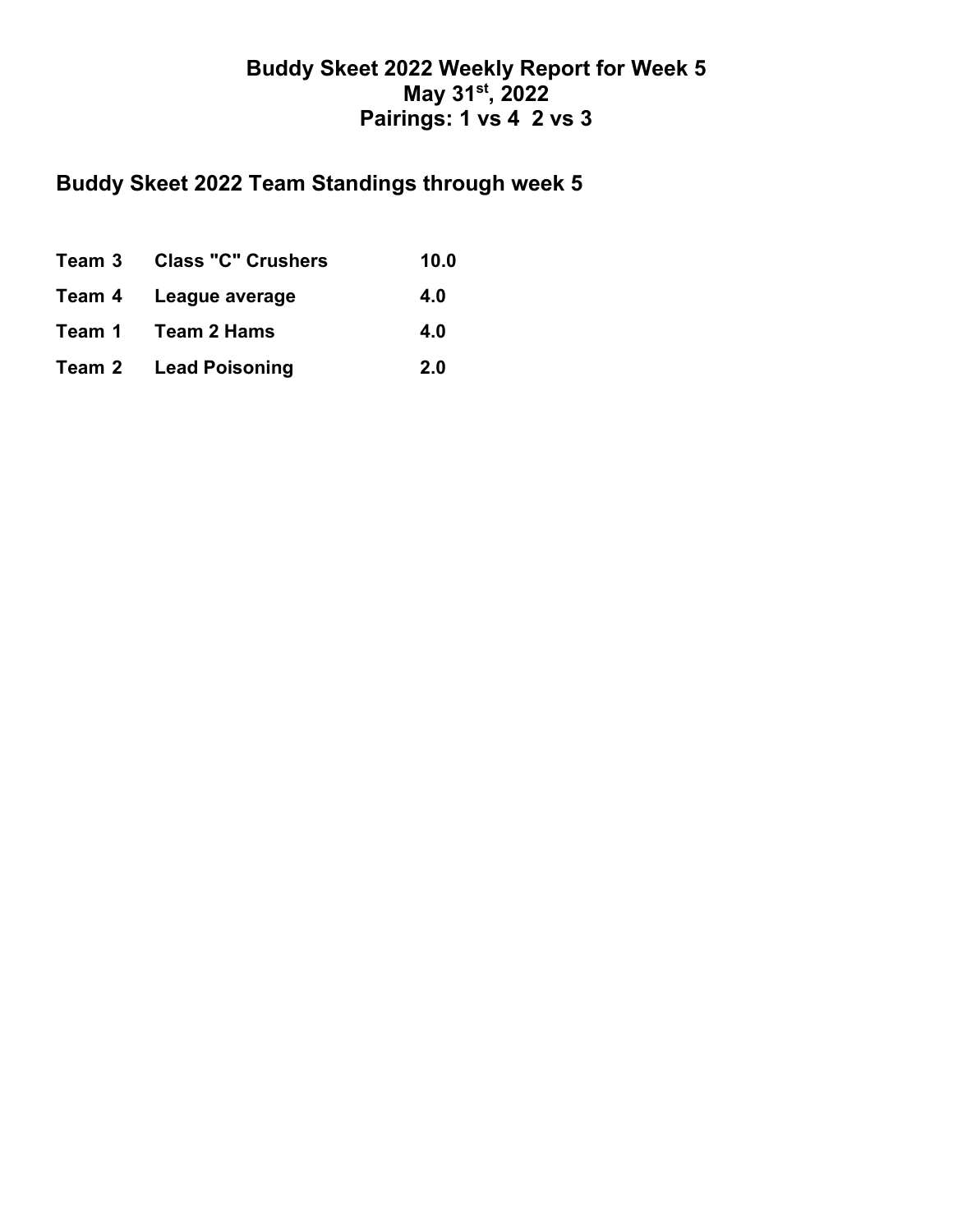# Buddy Skeet 2022 Weekly Report for Week 5
# May 31st, 2022
# Pairings: 1 vs 4 2 vs 3

## Buddy Skeet 2022 Team Standings through week 5

| | | |
|---|---|---|
| **Team 3** | **Class "C" Crushers** | **10.0** |
| **Team 4** | **League average** | **4.0** |
| **Team 1** | **Team 2 Hams** | **4.0** |
| **Team 2** | **Lead Poisoning** | **2.0** |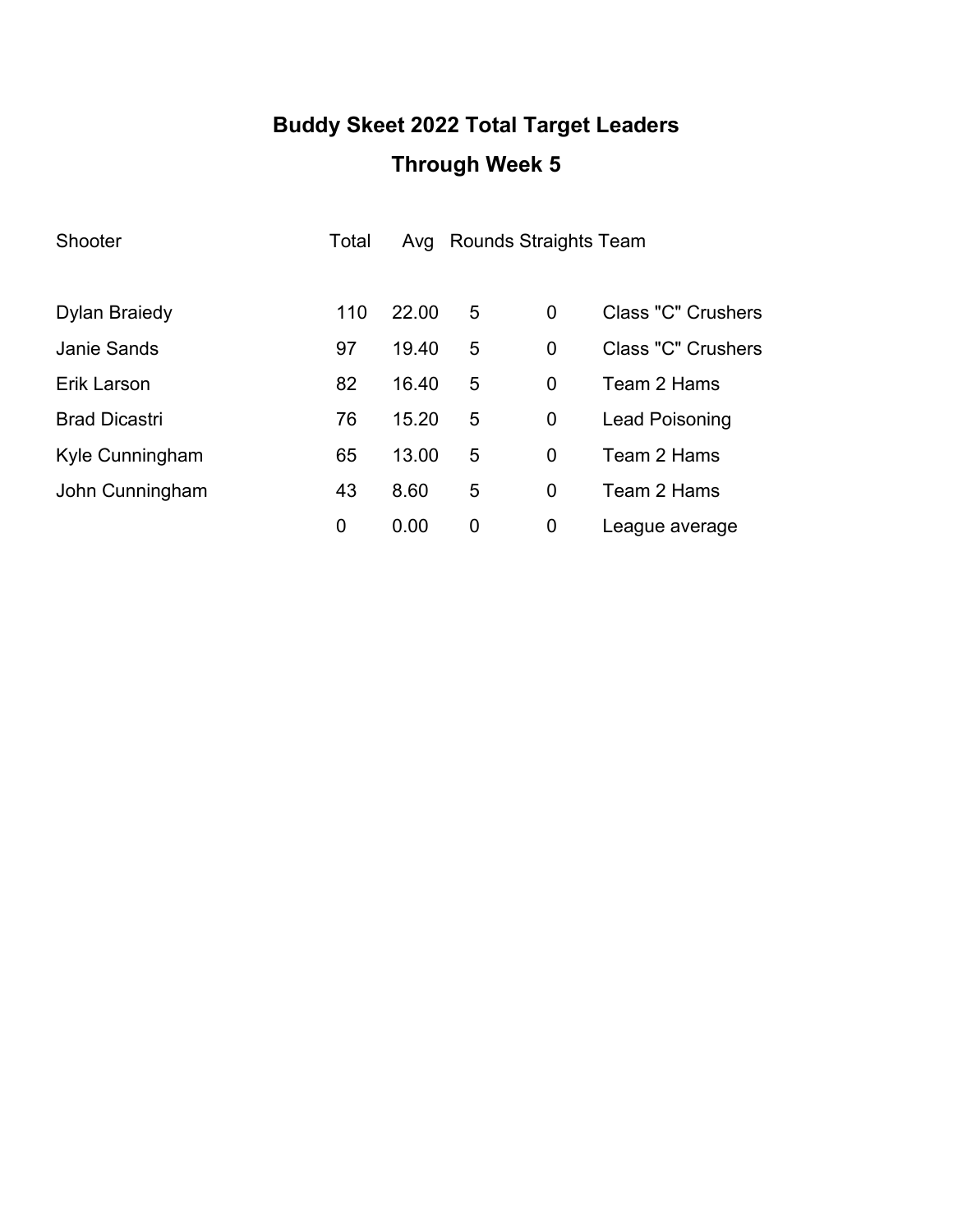# Buddy Skeet 2022 Total Target Leaders

## Through Week 5

| Shooter | Total | Avg | Rounds | Straights | Team |
|---|---|---|---|---|---|
| Dylan Braiedy | 110 | 22.00 | 5 | 0 | Class "C" Crushers |
| Janie Sands | 97 | 19.40 | 5 | 0 | Class "C" Crushers |
| Erik Larson | 82 | 16.40 | 5 | 0 | Team 2 Hams |
| Brad Dicastri | 76 | 15.20 | 5 | 0 | Lead Poisoning |
| Kyle Cunningham | 65 | 13.00 | 5 | 0 | Team 2 Hams |
| John Cunningham | 43 | 8.60 | 5 | 0 | Team 2 Hams |
| | 0 | 0.00 | 0 | 0 | League average |